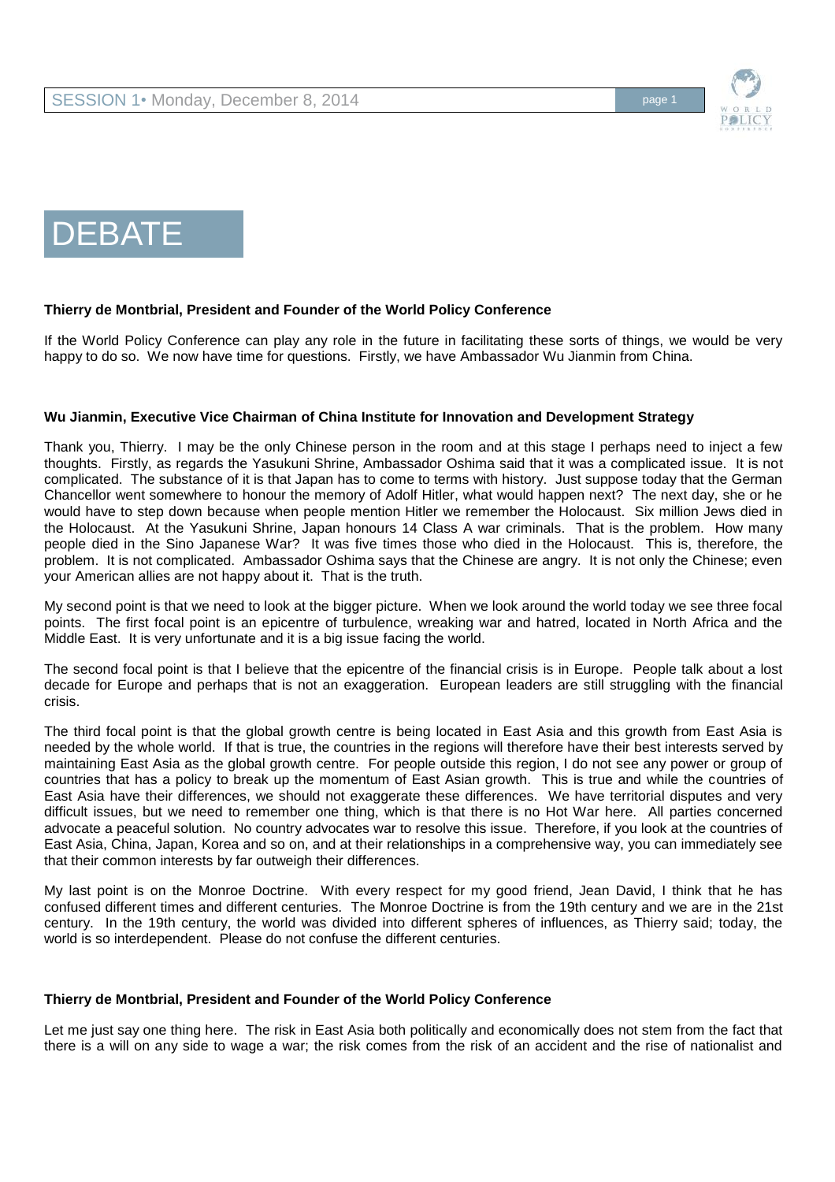# DEBATE

**Thierry de Montbrial, President and Founder of the World Policy Conference**

If the World Policy Conference can play any role in the future in facilitating these sorts of things, we would be very happy to do so. We now have time for questions. Firstly, we have Ambassador Wu Jianmin from China.

**Wu Jianmin, Executive Vice Chairman of China Institute for Innovation and Development Strategy**

Thank you, Thierry. I may be the only Chinese person in the room and at this stage I perhaps need to inject a few thoughts. Firstly, as regards the Yasukuni Shrine, Ambassador Oshima said that it was a complicated issue. It is not complicated. The substance of it is that Japan has to come to terms with history. Just suppose today that the German Chancellor went somewhere to honour the memory of Adolf Hitler, what would happen next? The next day, she or he would have to step down because when people mention Hitler we remember the Holocaust. Six million Jews died in the Holocaust. At the Yasukuni Shrine, Japan honours 14 Class A war criminals. That is the problem. How many people died in the Sino Japanese War? It was five times those who died in the Holocaust. This is, therefore, the problem. It is not complicated. Ambassador Oshima says that the Chinese are angry. It is not only the Chinese; even your American allies are not happy about it. That is the truth.

My second point is that we need to look at the bigger picture. When we look around the world today we see three focal points. The first focal point is an epicentre of turbulence, wreaking war and hatred, located in North Africa and the Middle East. It is very unfortunate and it is a big issue facing the world.

The second focal point is that I believe that the epicentre of the financial crisis is in Europe. People talk about a lost decade for Europe and perhaps that is not an exaggeration. European leaders are still struggling with the financial crisis.

The third focal point is that the global growth centre is being located in East Asia and this growth from East Asia is needed by the whole world. If that is true, the countries in the regions will therefore have their best interests served by maintaining East Asia as the global growth centre. For people outside this region, I do not see any power or group of countries that has a policy to break up the momentum of East Asian growth. This is true and while the countries of East Asia have their differences, we should not exaggerate these differences. We have territorial disputes and very difficult issues, but we need to remember one thing, which is that there is no Hot War here. All parties concerned advocate a peaceful solution. No country advocates war to resolve this issue. Therefore, if you look at the countries of East Asia, China, Japan, Korea and so on, and at their relationships in a comprehensive way, you can immediately see that their common interests by far outweigh their differences.

My last point is on the Monroe Doctrine. With every respect for my good friend, Jean David, I think that he has confused different times and different centuries. The Monroe Doctrine is from the 19th century and we are in the 21st century. In the 19th century, the world was divided into different spheres of influences, as Thierry said; today, the world is so interdependent. Please do not confuse the different centuries.

**Thierry de Montbrial, President and Founder of the World Policy Conference**

Let me just say one thing here. The risk in East Asia both politically and economically does not stem from the fact that there is a will on any side to wage a war; the risk comes from the risk of an accident and the rise of nationalist and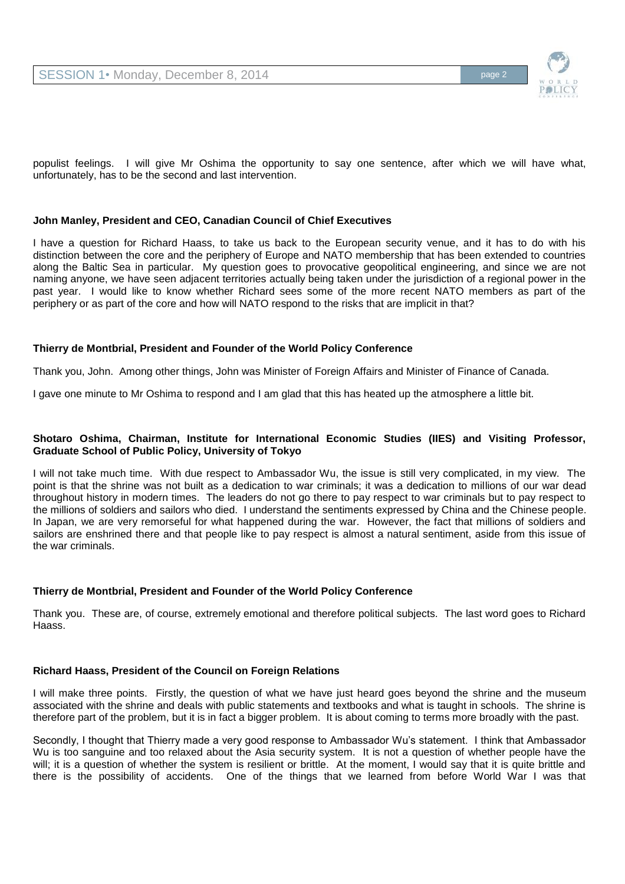populist feelings. I will give Mr Oshima the opportunity to say one sentence, after which we will have what, unfortunately, has to be the second and last intervention.

**John Manley, President and CEO, Canadian Council of Chief Executives**

I have a question for Richard Haass, to take us back to the European security venue, and it has to do with his distinction between the core and the periphery of Europe and NATO membership that has been extended to countries along the Baltic Sea in particular. My question goes to provocative geopolitical engineering, and since we are not naming anyone, we have seen adjacent territories actually being taken under the jurisdiction of a regional power in the past year. I would like to know whether Richard sees some of the more recent NATO members as part of the periphery or as part of the core and how will NATO respond to the risks that are implicit in that?

**Thierry de Montbrial, President and Founder of the World Policy Conference**

Thank you, John. Among other things, John was Minister of Foreign Affairs and Minister of Finance of Canada.

I gave one minute to Mr Oshima to respond and I am glad that this has heated up the atmosphere a little bit.

**Shotaro Oshima, Chairman, Institute for International Economic Studies (IIES) and Visiting Professor, Graduate School of Public Policy, University of Tokyo**

I will not take much time. With due respect to Ambassador Wu, the issue is still very complicated, in my view. The point is that the shrine was not built as a dedication to war criminals; it was a dedication to millions of our war dead throughout history in modern times. The leaders do not go there to pay respect to war criminals but to pay respect to the millions of soldiers and sailors who died. I understand the sentiments expressed by China and the Chinese people. In Japan, we are very remorseful for what happened during the war. However, the fact that millions of soldiers and sailors are enshrined there and that people like to pay respect is almost a natural sentiment, aside from this issue of the war criminals.

**Thierry de Montbrial, President and Founder of the World Policy Conference**

Thank you. These are, of course, extremely emotional and therefore political subjects. The last word goes to Richard Haass.

**Richard Haass, President of the Council on Foreign Relations**

I will make three points. Firstly, the question of what we have just heard goes beyond the shrine and the museum associated with the shrine and deals with public statements and textbooks and what is taught in schools. The shrine is therefore part of the problem, but it is in fact a bigger problem. It is about coming to terms more broadly with the past.

Secondly, I thought that Thierry made a very good response to Ambassador Wu's statement. I think that Ambassador Wu is too sanguine and too relaxed about the Asia security system. It is not a question of whether people have the will; it is a question of whether the system is resilient or brittle. At the moment, I would say that it is quite brittle and there is the possibility of accidents. One of the things that we learned from before World War I was that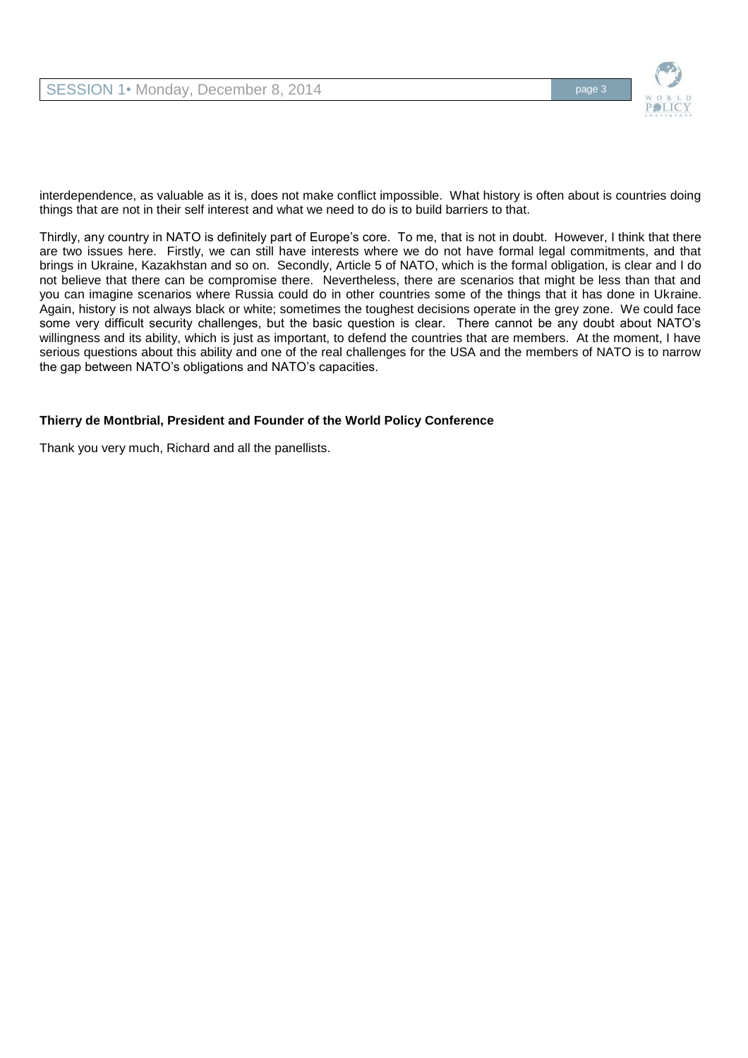interdependence, as valuable as it is, does not make conflict impossible. What history is often about is countries doing things that are not in their self interest and what we need to do is to build barriers to that.

Thirdly, any country in NATO is definitely part of Europe's core. To me, that is not in doubt. However, I think that there are two issues here. Firstly, we can still have interests where we do not have formal legal commitments, and that brings in Ukraine, Kazakhstan and so on. Secondly, Article 5 of NATO, which is the formal obligation, is clear and I do not believe that there can be compromise there. Nevertheless, there are scenarios that might be less than that and you can imagine scenarios where Russia could do in other countries some of the things that it has done in Ukraine. Again, history is not always black or white; sometimes the toughest decisions operate in the grey zone. We could face some very difficult security challenges, but the basic question is clear. There cannot be any doubt about NATO's willingness and its ability, which is just as important, to defend the countries that are members. At the moment, I have serious questions about this ability and one of the real challenges for the USA and the members of NATO is to narrow the gap between NATO's obligations and NATO's capacities.

**Thierry de Montbrial, President and Founder of the World Policy Conference**

Thank you very much, Richard and all the panellists.